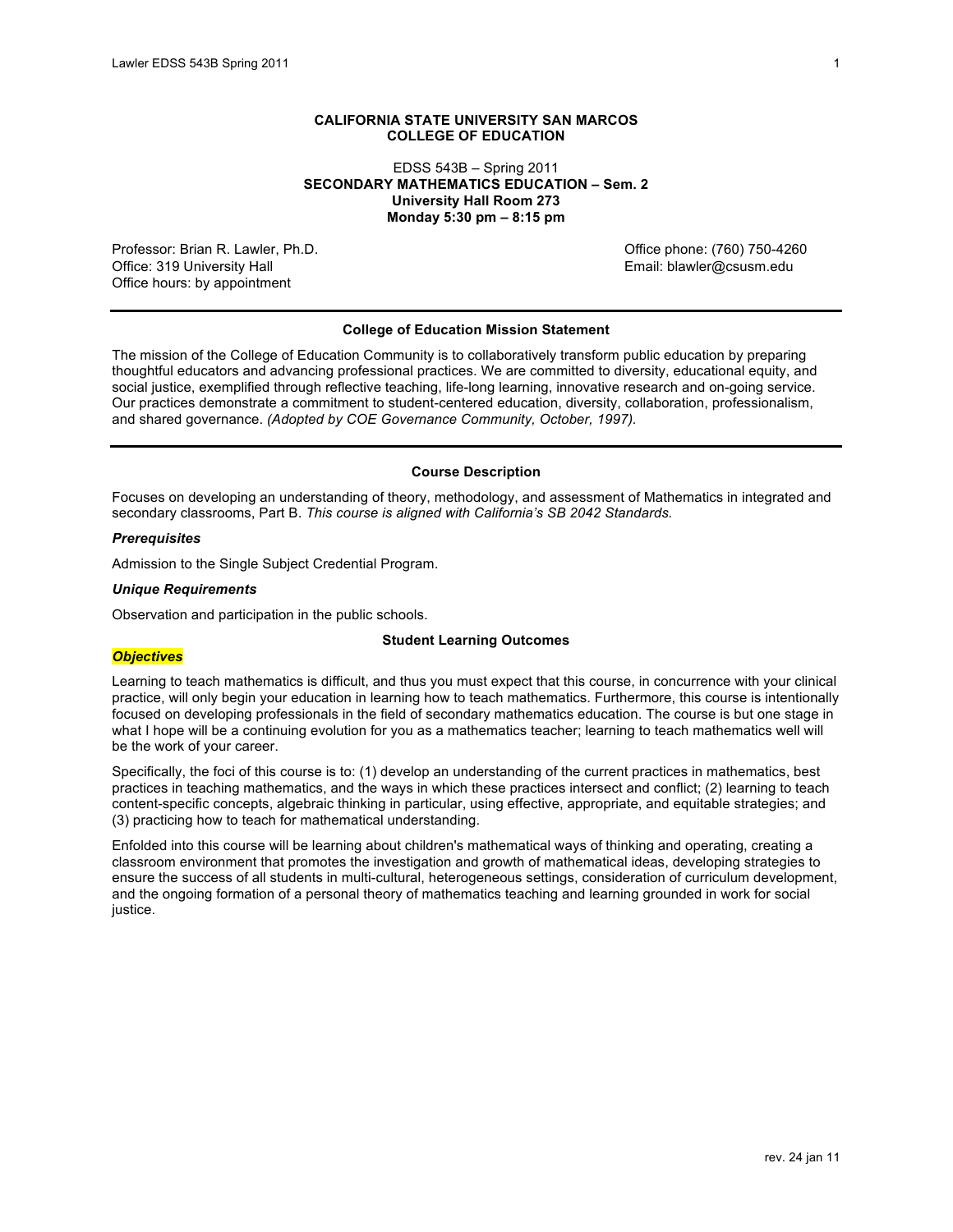**CALIFORNIA STATE UNIVERSITY SAN MARCOS**
**COLLEGE OF EDUCATION**

EDSS 543B – Spring 2011
**SECONDARY MATHEMATICS EDUCATION – Sem. 2**
**University Hall Room 273**
**Monday 5:30 pm – 8:15 pm**

Professor: Brian R. Lawler, Ph.D.
Office: 319 University Hall
Office hours: by appointment

Office phone: (760) 750-4260
Email: blawler@csusm.edu

---

**College of Education Mission Statement**

The mission of the College of Education Community is to collaboratively transform public education by preparing thoughtful educators and advancing professional practices. We are committed to diversity, educational equity, and social justice, exemplified through reflective teaching, life-long learning, innovative research and on-going service. Our practices demonstrate a commitment to student-centered education, diversity, collaboration, professionalism, and shared governance. *(Adopted by COE Governance Community, October, 1997).*

---

**Course Description**

Focuses on developing an understanding of theory, methodology, and assessment of Mathematics in integrated and secondary classrooms, Part B. *This course is aligned with California's SB 2042 Standards.*

***Prerequisites***

Admission to the Single Subject Credential Program.

***Unique Requirements***

Observation and participation in the public schools.

**Student Learning Outcomes**

***Objectives***

Learning to teach mathematics is difficult, and thus you must expect that this course, in concurrence with your clinical practice, will only begin your education in learning how to teach mathematics. Furthermore, this course is intentionally focused on developing professionals in the field of secondary mathematics education. The course is but one stage in what I hope will be a continuing evolution for you as a mathematics teacher; learning to teach mathematics well will be the work of your career.

Specifically, the foci of this course is to: (1) develop an understanding of the current practices in mathematics, best practices in teaching mathematics, and the ways in which these practices intersect and conflict; (2) learning to teach content-specific concepts, algebraic thinking in particular, using effective, appropriate, and equitable strategies; and (3) practicing how to teach for mathematical understanding.

Enfolded into this course will be learning about children's mathematical ways of thinking and operating, creating a classroom environment that promotes the investigation and growth of mathematical ideas, developing strategies to ensure the success of all students in multi-cultural, heterogeneous settings, consideration of curriculum development, and the ongoing formation of a personal theory of mathematics teaching and learning grounded in work for social justice.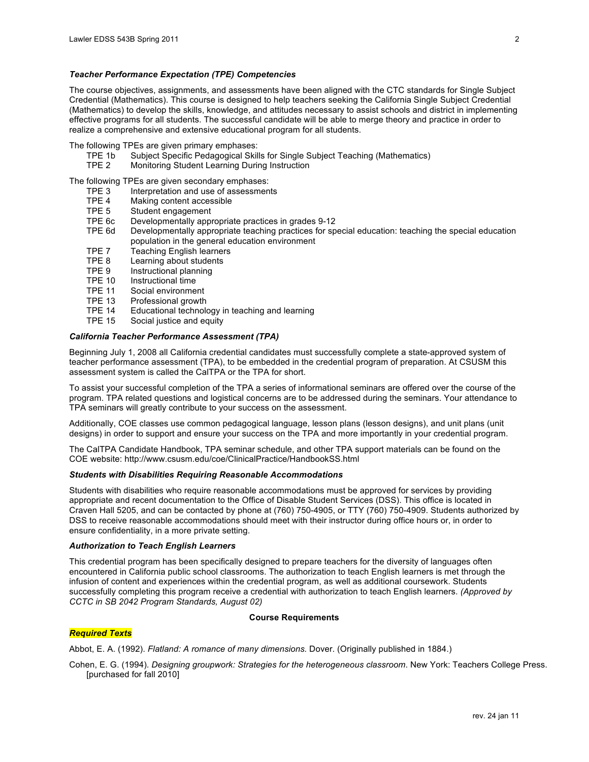### *Teacher Performance Expectation (TPE) Competencies*

The course objectives, assignments, and assessments have been aligned with the CTC standards for Single Subject Credential (Mathematics). This course is designed to help teachers seeking the California Single Subject Credential (Mathematics) to develop the skills, knowledge, and attitudes necessary to assist schools and district in implementing effective programs for all students. The successful candidate will be able to merge theory and practice in order to realize a comprehensive and extensive educational program for all students.

The following TPEs are given primary emphases:

- TPE 1b Subject Specific Pedagogical Skills for Single Subject Teaching (Mathematics)
- TPE 2 Monitoring Student Learning During Instruction

The following TPEs are given secondary emphases:

- TPE 3 Interpretation and use of assessments
- TPE 4 Making content accessible
- TPE 5 Student engagement
- TPE 6c Developmentally appropriate practices in grades 9-12
- TPE 6d Developmentally appropriate teaching practices for special education: teaching the special education population in the general education environment
- TPE 7 Teaching English learners
- TPE 8 Learning about students
- TPE 9 Instructional planning
- TPE 10 Instructional time
- TPE 11 Social environment
- TPE 13 Professional growth
- TPE 14 Educational technology in teaching and learning
- TPE 15 Social justice and equity

### *California Teacher Performance Assessment (TPA)*

Beginning July 1, 2008 all California credential candidates must successfully complete a state-approved system of teacher performance assessment (TPA), to be embedded in the credential program of preparation. At CSUSM this assessment system is called the CalTPA or the TPA for short.

To assist your successful completion of the TPA a series of informational seminars are offered over the course of the program. TPA related questions and logistical concerns are to be addressed during the seminars. Your attendance to TPA seminars will greatly contribute to your success on the assessment.

Additionally, COE classes use common pedagogical language, lesson plans (lesson designs), and unit plans (unit designs) in order to support and ensure your success on the TPA and more importantly in your credential program.

The CalTPA Candidate Handbook, TPA seminar schedule, and other TPA support materials can be found on the COE website: http://www.csusm.edu/coe/ClinicalPractice/HandbookSS.html

### *Students with Disabilities Requiring Reasonable Accommodations*

Students with disabilities who require reasonable accommodations must be approved for services by providing appropriate and recent documentation to the Office of Disable Student Services (DSS). This office is located in Craven Hall 5205, and can be contacted by phone at (760) 750-4905, or TTY (760) 750-4909. Students authorized by DSS to receive reasonable accommodations should meet with their instructor during office hours or, in order to ensure confidentiality, in a more private setting.

### *Authorization to Teach English Learners*

This credential program has been specifically designed to prepare teachers for the diversity of languages often encountered in California public school classrooms. The authorization to teach English learners is met through the infusion of content and experiences within the credential program, as well as additional coursework. Students successfully completing this program receive a credential with authorization to teach English learners. *(Approved by CCTC in SB 2042 Program Standards, August 02)*

## Course Requirements

### *Required Texts*

Abbot, E. A. (1992). *Flatland: A romance of many dimensions.* Dover. (Originally published in 1884.)

Cohen, E. G. (1994). *Designing groupwork: Strategies for the heterogeneous classroom*. New York: Teachers College Press. [purchased for fall 2010]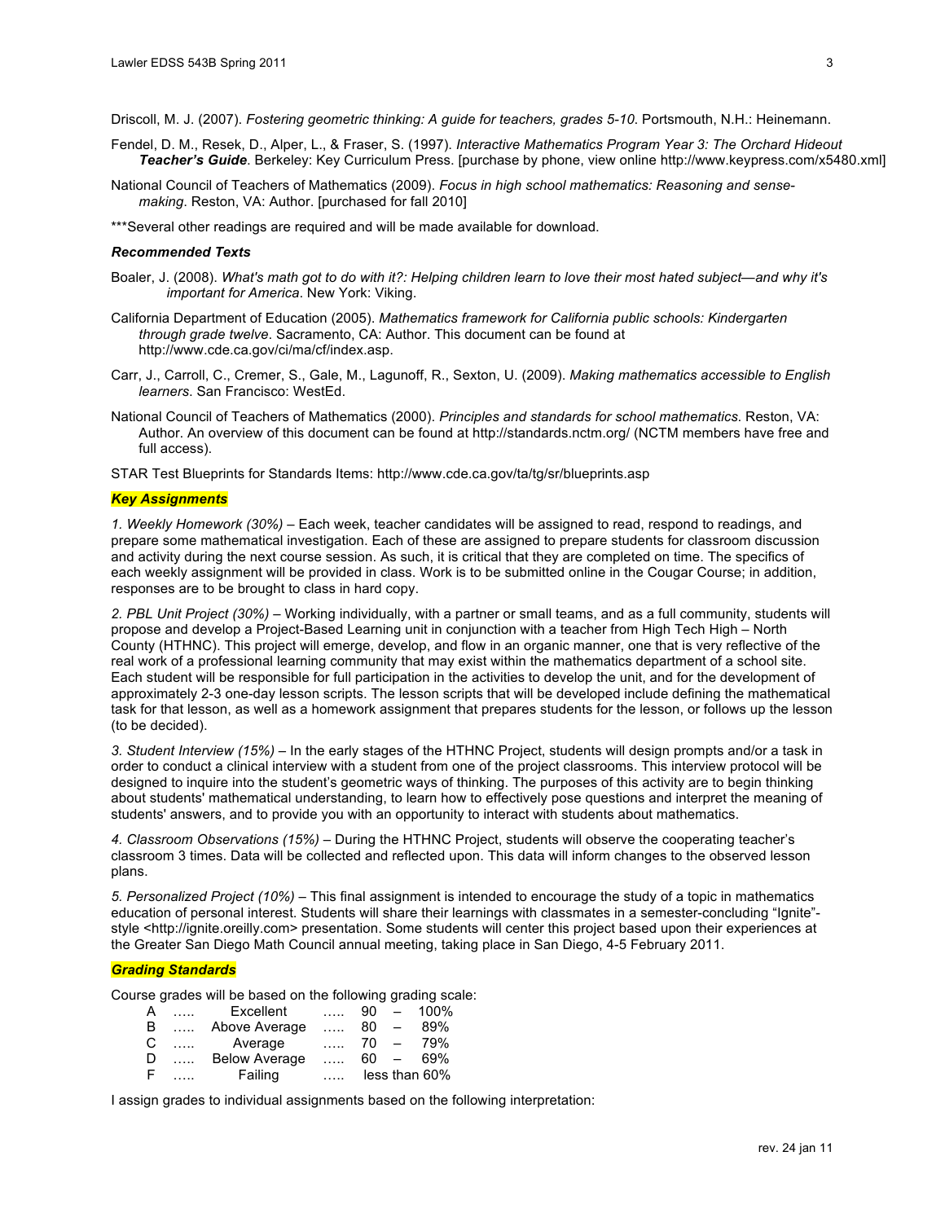Driscoll, M. J. (2007). *Fostering geometric thinking: A guide for teachers, grades 5-10*. Portsmouth, N.H.: Heinemann.

Fendel, D. M., Resek, D., Alper, L., & Fraser, S. (1997). *Interactive Mathematics Program Year 3: The Orchard Hideout **Teacher's Guide***. Berkeley: Key Curriculum Press. [purchase by phone, view online http://www.keypress.com/x5480.xml]

National Council of Teachers of Mathematics (2009). *Focus in high school mathematics: Reasoning and sense-making*. Reston, VA: Author. [purchased for fall 2010]

***Several other readings are required and will be made available for download.

### *Recommended Texts*

Boaler, J. (2008). *What's math got to do with it?: Helping children learn to love their most hated subject—and why it's important for America*. New York: Viking.

California Department of Education (2005). *Mathematics framework for California public schools: Kindergarten through grade twelve*. Sacramento, CA: Author. This document can be found at http://www.cde.ca.gov/ci/ma/cf/index.asp.

Carr, J., Carroll, C., Cremer, S., Gale, M., Lagunoff, R., Sexton, U. (2009). *Making mathematics accessible to English learners*. San Francisco: WestEd.

National Council of Teachers of Mathematics (2000). *Principles and standards for school mathematics*. Reston, VA: Author. An overview of this document can be found at http://standards.nctm.org/ (NCTM members have free and full access).

STAR Test Blueprints for Standards Items: http://www.cde.ca.gov/ta/tg/sr/blueprints.asp

### *Key Assignments*

*1. Weekly Homework (30%)* – Each week, teacher candidates will be assigned to read, respond to readings, and prepare some mathematical investigation. Each of these are assigned to prepare students for classroom discussion and activity during the next course session. As such, it is critical that they are completed on time. The specifics of each weekly assignment will be provided in class. Work is to be submitted online in the Cougar Course; in addition, responses are to be brought to class in hard copy.

*2. PBL Unit Project (30%)* – Working individually, with a partner or small teams, and as a full community, students will propose and develop a Project-Based Learning unit in conjunction with a teacher from High Tech High – North County (HTHNC). This project will emerge, develop, and flow in an organic manner, one that is very reflective of the real work of a professional learning community that may exist within the mathematics department of a school site. Each student will be responsible for full participation in the activities to develop the unit, and for the development of approximately 2-3 one-day lesson scripts. The lesson scripts that will be developed include defining the mathematical task for that lesson, as well as a homework assignment that prepares students for the lesson, or follows up the lesson (to be decided).

*3. Student Interview (15%)* – In the early stages of the HTHNC Project, students will design prompts and/or a task in order to conduct a clinical interview with a student from one of the project classrooms. This interview protocol will be designed to inquire into the student's geometric ways of thinking. The purposes of this activity are to begin thinking about students' mathematical understanding, to learn how to effectively pose questions and interpret the meaning of students' answers, and to provide you with an opportunity to interact with students about mathematics.

*4. Classroom Observations (15%)* – During the HTHNC Project, students will observe the cooperating teacher's classroom 3 times. Data will be collected and reflected upon. This data will inform changes to the observed lesson plans.

*5. Personalized Project (10%)* – This final assignment is intended to encourage the study of a topic in mathematics education of personal interest. Students will share their learnings with classmates in a semester-concluding "Ignite"-style <http://ignite.oreilly.com> presentation. Some students will center this project based upon their experiences at the Greater San Diego Math Council annual meeting, taking place in San Diego, 4-5 February 2011.

### *Grading Standards*

Course grades will be based on the following grading scale:

| | | | | |
|---|---|---|---|---|
| A | ….. | Excellent | ….. | 90 – 100% |
| B | ….. | Above Average | ….. | 80 – 89% |
| C | ….. | Average | ….. | 70 – 79% |
| D | ….. | Below Average | ….. | 60 – 69% |
| F | ….. | Failing | ….. | less than 60% |

I assign grades to individual assignments based on the following interpretation: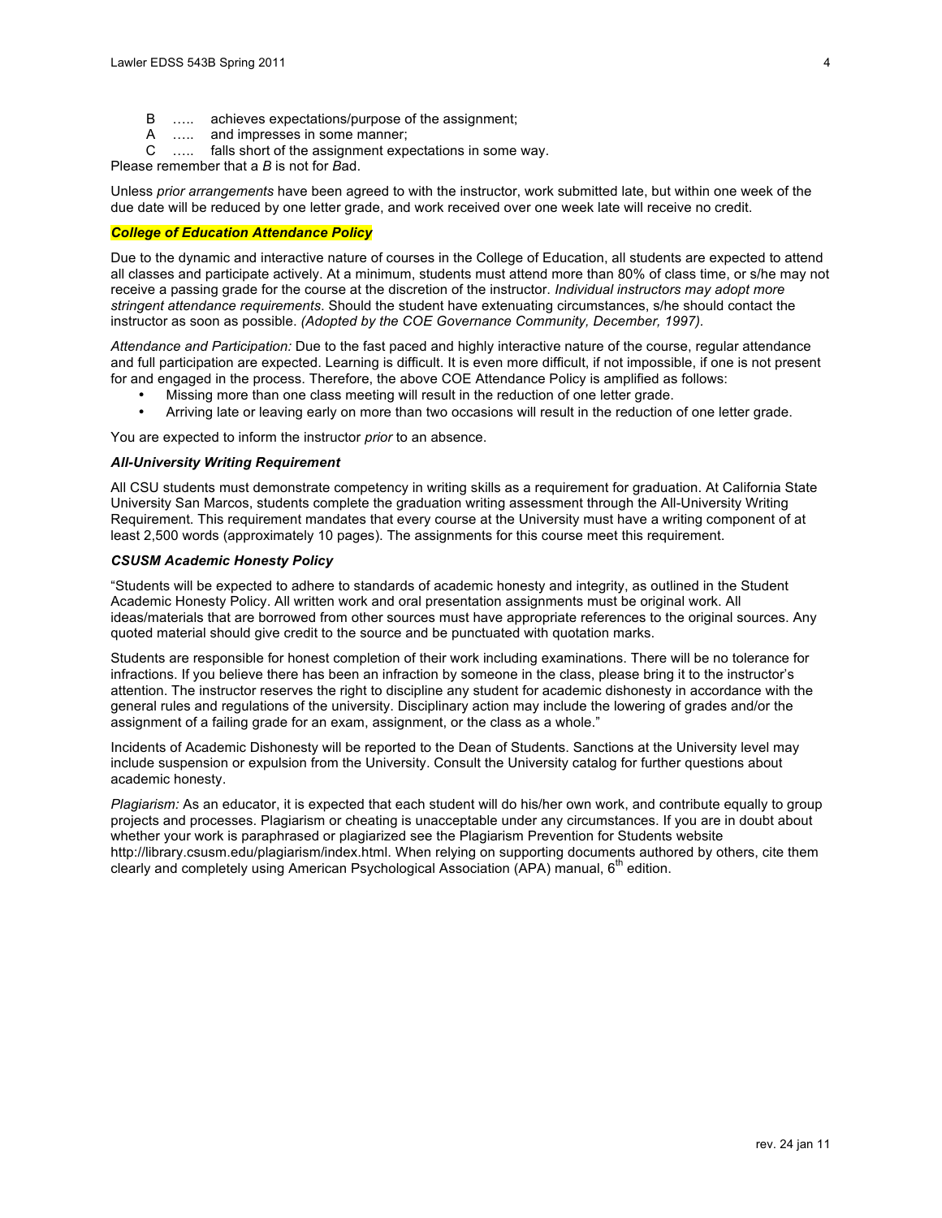B ….. achieves expectations/purpose of the assignment;
A ….. and impresses in some manner;
C ….. falls short of the assignment expectations in some way.
Please remember that a *B* is not for *B*ad.

Unless *prior arrangements* have been agreed to with the instructor, work submitted late, but within one week of the due date will be reduced by one letter grade, and work received over one week late will receive no credit.

### ***College of Education Attendance Policy***

Due to the dynamic and interactive nature of courses in the College of Education, all students are expected to attend all classes and participate actively. At a minimum, students must attend more than 80% of class time, or s/he may not receive a passing grade for the course at the discretion of the instructor. *Individual instructors may adopt more stringent attendance requirements*. Should the student have extenuating circumstances, s/he should contact the instructor as soon as possible. *(Adopted by the COE Governance Community, December, 1997).*

*Attendance and Participation:* Due to the fast paced and highly interactive nature of the course, regular attendance and full participation are expected. Learning is difficult. It is even more difficult, if not impossible, if one is not present for and engaged in the process. Therefore, the above COE Attendance Policy is amplified as follows:

- Missing more than one class meeting will result in the reduction of one letter grade.
- Arriving late or leaving early on more than two occasions will result in the reduction of one letter grade.

You are expected to inform the instructor *prior* to an absence.

### ***All-University Writing Requirement***

All CSU students must demonstrate competency in writing skills as a requirement for graduation. At California State University San Marcos, students complete the graduation writing assessment through the All-University Writing Requirement. This requirement mandates that every course at the University must have a writing component of at least 2,500 words (approximately 10 pages). The assignments for this course meet this requirement.

### ***CSUSM Academic Honesty Policy***

"Students will be expected to adhere to standards of academic honesty and integrity, as outlined in the Student Academic Honesty Policy. All written work and oral presentation assignments must be original work. All ideas/materials that are borrowed from other sources must have appropriate references to the original sources. Any quoted material should give credit to the source and be punctuated with quotation marks.

Students are responsible for honest completion of their work including examinations. There will be no tolerance for infractions. If you believe there has been an infraction by someone in the class, please bring it to the instructor's attention. The instructor reserves the right to discipline any student for academic dishonesty in accordance with the general rules and regulations of the university. Disciplinary action may include the lowering of grades and/or the assignment of a failing grade for an exam, assignment, or the class as a whole."

Incidents of Academic Dishonesty will be reported to the Dean of Students. Sanctions at the University level may include suspension or expulsion from the University. Consult the University catalog for further questions about academic honesty.

*Plagiarism:* As an educator, it is expected that each student will do his/her own work, and contribute equally to group projects and processes. Plagiarism or cheating is unacceptable under any circumstances. If you are in doubt about whether your work is paraphrased or plagiarized see the Plagiarism Prevention for Students website http://library.csusm.edu/plagiarism/index.html. When relying on supporting documents authored by others, cite them clearly and completely using American Psychological Association (APA) manual, 6th edition.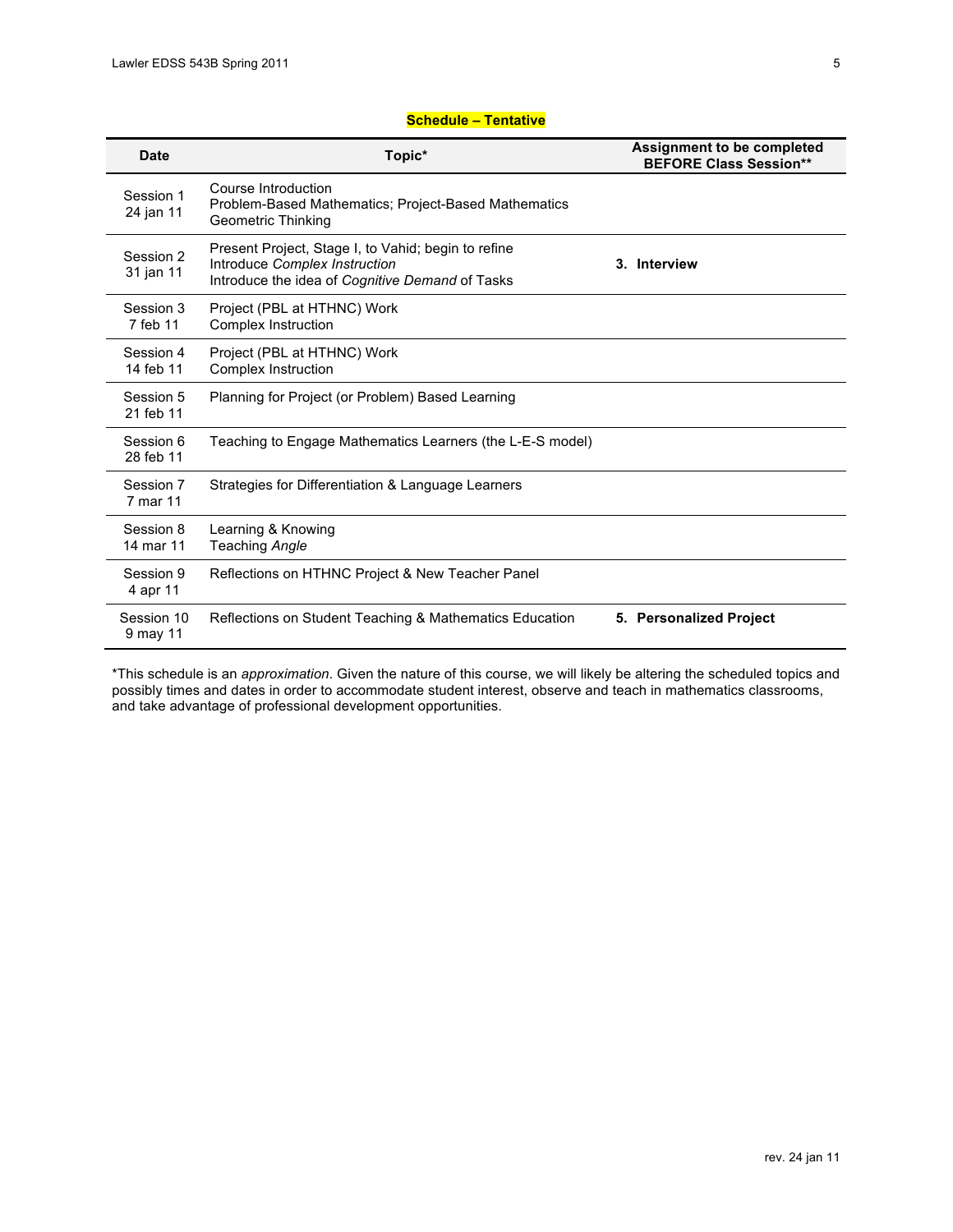**Schedule – Tentative**

| Date | Topic* | Assignment to be completed BEFORE Class Session** |
|---|---|---|
| Session 1<br>24 jan 11 | Course Introduction<br>Problem-Based Mathematics; Project-Based Mathematics<br>Geometric Thinking | |
| Session 2<br>31 jan 11 | Present Project, Stage I, to Vahid; begin to refine<br>Introduce *Complex Instruction*<br>Introduce the idea of *Cognitive Demand* of Tasks | **3. Interview** |
| Session 3<br>7 feb 11 | Project (PBL at HTHNC) Work<br>Complex Instruction | |
| Session 4<br>14 feb 11 | Project (PBL at HTHNC) Work<br>Complex Instruction | |
| Session 5<br>21 feb 11 | Planning for Project (or Problem) Based Learning | |
| Session 6<br>28 feb 11 | Teaching to Engage Mathematics Learners (the L-E-S model) | |
| Session 7<br>7 mar 11 | Strategies for Differentiation & Language Learners | |
| Session 8<br>14 mar 11 | Learning & Knowing<br>Teaching *Angle* | |
| Session 9<br>4 apr 11 | Reflections on HTHNC Project & New Teacher Panel | |
| Session 10<br>9 may 11 | Reflections on Student Teaching & Mathematics Education | **5. Personalized Project** |

*This schedule is an *approximation*. Given the nature of this course, we will likely be altering the scheduled topics and possibly times and dates in order to accommodate student interest, observe and teach in mathematics classrooms, and take advantage of professional development opportunities.

rev. 24 jan 11